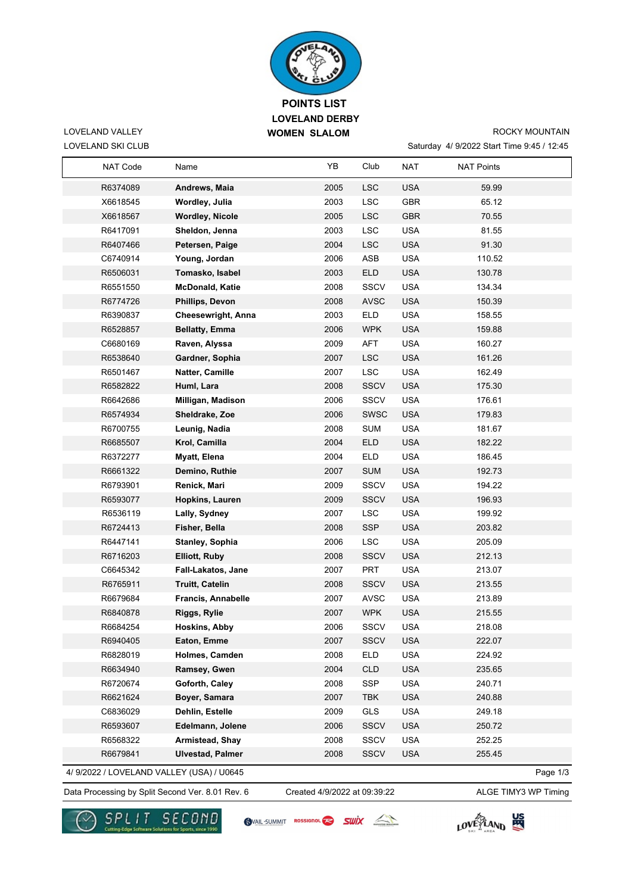# POINTS LIST

## LOVELAND DERBY

## WOMEN SLALOM

LOVELAND VALLEY
LOVELAND SKI CLUB

ROCKY MOUNTAIN
Saturday 4/ 9/2022 Start Time 9:45 / 12:45

| NAT Code | Name | YB | Club | NAT | NAT Points |
|---|---|---|---|---|---|
| R6374089 | **Andrews, Maia** | 2005 | LSC | USA | 59.99 |
| X6618545 | **Wordley, Julia** | 2003 | LSC | GBR | 65.12 |
| X6618567 | **Wordley, Nicole** | 2005 | LSC | GBR | 70.55 |
| R6417091 | **Sheldon, Jenna** | 2003 | LSC | USA | 81.55 |
| R6407466 | **Petersen, Paige** | 2004 | LSC | USA | 91.30 |
| C6740914 | **Young, Jordan** | 2006 | ASB | USA | 110.52 |
| R6506031 | **Tomasko, Isabel** | 2003 | ELD | USA | 130.78 |
| R6551550 | **McDonald, Katie** | 2008 | SSCV | USA | 134.34 |
| R6774726 | **Phillips, Devon** | 2008 | AVSC | USA | 150.39 |
| R6390837 | **Cheesewright, Anna** | 2003 | ELD | USA | 158.55 |
| R6528857 | **Bellatty, Emma** | 2006 | WPK | USA | 159.88 |
| C6680169 | **Raven, Alyssa** | 2009 | AFT | USA | 160.27 |
| R6538640 | **Gardner, Sophia** | 2007 | LSC | USA | 161.26 |
| R6501467 | **Natter, Camille** | 2007 | LSC | USA | 162.49 |
| R6582822 | **Huml, Lara** | 2008 | SSCV | USA | 175.30 |
| R6642686 | **Milligan, Madison** | 2006 | SSCV | USA | 176.61 |
| R6574934 | **Sheldrake, Zoe** | 2006 | SWSC | USA | 179.83 |
| R6700755 | **Leunig, Nadia** | 2008 | SUM | USA | 181.67 |
| R6685507 | **Krol, Camilla** | 2004 | ELD | USA | 182.22 |
| R6372277 | **Myatt, Elena** | 2004 | ELD | USA | 186.45 |
| R6661322 | **Demino, Ruthie** | 2007 | SUM | USA | 192.73 |
| R6793901 | **Renick, Mari** | 2009 | SSCV | USA | 194.22 |
| R6593077 | **Hopkins, Lauren** | 2009 | SSCV | USA | 196.93 |
| R6536119 | **Lally, Sydney** | 2007 | LSC | USA | 199.92 |
| R6724413 | **Fisher, Bella** | 2008 | SSP | USA | 203.82 |
| R6447141 | **Stanley, Sophia** | 2006 | LSC | USA | 205.09 |
| R6716203 | **Elliott, Ruby** | 2008 | SSCV | USA | 212.13 |
| C6645342 | **Fall-Lakatos, Jane** | 2007 | PRT | USA | 213.07 |
| R6765911 | **Truitt, Catelin** | 2008 | SSCV | USA | 213.55 |
| R6679684 | **Francis, Annabelle** | 2007 | AVSC | USA | 213.89 |
| R6840878 | **Riggs, Rylie** | 2007 | WPK | USA | 215.55 |
| R6684254 | **Hoskins, Abby** | 2006 | SSCV | USA | 218.08 |
| R6940405 | **Eaton, Emme** | 2007 | SSCV | USA | 222.07 |
| R6828019 | **Holmes, Camden** | 2008 | ELD | USA | 224.92 |
| R6634940 | **Ramsey, Gwen** | 2004 | CLD | USA | 235.65 |
| R6720674 | **Goforth, Caley** | 2008 | SSP | USA | 240.71 |
| R6621624 | **Boyer, Samara** | 2007 | TBK | USA | 240.88 |
| C6836029 | **Dehlin, Estelle** | 2009 | GLS | USA | 249.18 |
| R6593607 | **Edelmann, Jolene** | 2006 | SSCV | USA | 250.72 |
| R6568322 | **Armistead, Shay** | 2008 | SSCV | USA | 252.25 |
| R6679841 | **Ulvestad, Palmer** | 2008 | SSCV | USA | 255.45 |

4/ 9/2022 / LOVELAND VALLEY (USA) / U0645

Data Processing by Split Second Ver. 8.01 Rev. 6 | Created 4/9/2022 at 09:39:22 | ALGE TIMY3 WP Timing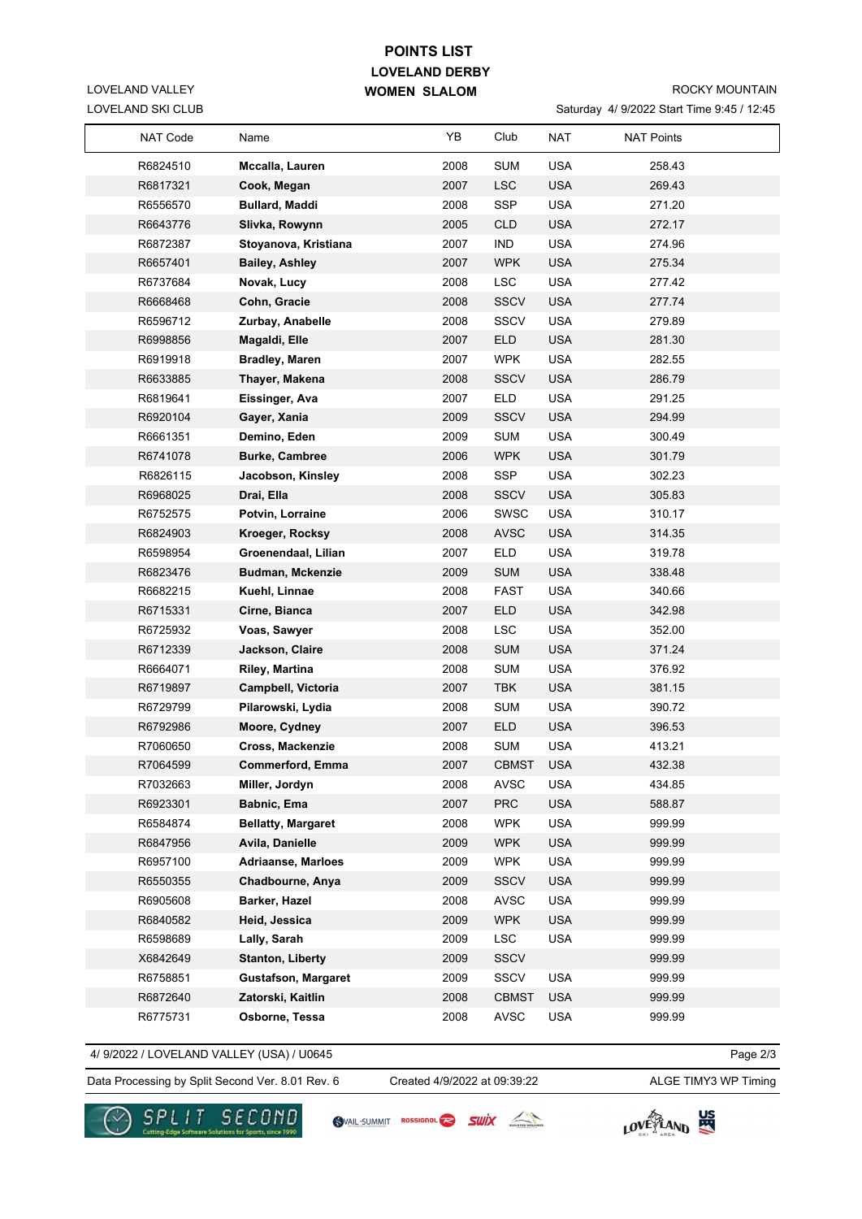# POINTS LIST

## LOVELAND DERBY

## WOMEN SLALOM

LOVELAND VALLEY
LOVELAND SKI CLUB

ROCKY MOUNTAIN
Saturday 4/ 9/2022 Start Time 9:45 / 12:45

| NAT Code | Name | YB | Club | NAT | NAT Points |
|---|---|---|---|---|---|
| R6824510 | **Mccalla, Lauren** | 2008 | SUM | USA | 258.43 |
| R6817321 | **Cook, Megan** | 2007 | LSC | USA | 269.43 |
| R6556570 | **Bullard, Maddi** | 2008 | SSP | USA | 271.20 |
| R6643776 | **Slivka, Rowynn** | 2005 | CLD | USA | 272.17 |
| R6872387 | **Stoyanova, Kristiana** | 2007 | IND | USA | 274.96 |
| R6657401 | **Bailey, Ashley** | 2007 | WPK | USA | 275.34 |
| R6737684 | **Novak, Lucy** | 2008 | LSC | USA | 277.42 |
| R6668468 | **Cohn, Gracie** | 2008 | SSCV | USA | 277.74 |
| R6596712 | **Zurbay, Anabelle** | 2008 | SSCV | USA | 279.89 |
| R6998856 | **Magaldi, Elle** | 2007 | ELD | USA | 281.30 |
| R6919918 | **Bradley, Maren** | 2007 | WPK | USA | 282.55 |
| R6633885 | **Thayer, Makena** | 2008 | SSCV | USA | 286.79 |
| R6819641 | **Eissinger, Ava** | 2007 | ELD | USA | 291.25 |
| R6920104 | **Gayer, Xania** | 2009 | SSCV | USA | 294.99 |
| R6661351 | **Demino, Eden** | 2009 | SUM | USA | 300.49 |
| R6741078 | **Burke, Cambree** | 2006 | WPK | USA | 301.79 |
| R6826115 | **Jacobson, Kinsley** | 2008 | SSP | USA | 302.23 |
| R6968025 | **Drai, Ella** | 2008 | SSCV | USA | 305.83 |
| R6752575 | **Potvin, Lorraine** | 2006 | SWSC | USA | 310.17 |
| R6824903 | **Kroeger, Rocksy** | 2008 | AVSC | USA | 314.35 |
| R6598954 | **Groenendaal, Lilian** | 2007 | ELD | USA | 319.78 |
| R6823476 | **Budman, Mckenzie** | 2009 | SUM | USA | 338.48 |
| R6682215 | **Kuehl, Linnae** | 2008 | FAST | USA | 340.66 |
| R6715331 | **Cirne, Bianca** | 2007 | ELD | USA | 342.98 |
| R6725932 | **Voas, Sawyer** | 2008 | LSC | USA | 352.00 |
| R6712339 | **Jackson, Claire** | 2008 | SUM | USA | 371.24 |
| R6664071 | **Riley, Martina** | 2008 | SUM | USA | 376.92 |
| R6719897 | **Campbell, Victoria** | 2007 | TBK | USA | 381.15 |
| R6729799 | **Pilarowski, Lydia** | 2008 | SUM | USA | 390.72 |
| R6792986 | **Moore, Cydney** | 2007 | ELD | USA | 396.53 |
| R7060650 | **Cross, Mackenzie** | 2008 | SUM | USA | 413.21 |
| R7064599 | **Commerford, Emma** | 2007 | CBMST | USA | 432.38 |
| R7032663 | **Miller, Jordyn** | 2008 | AVSC | USA | 434.85 |
| R6923301 | **Babnic, Ema** | 2007 | PRC | USA | 588.87 |
| R6584874 | **Bellatty, Margaret** | 2008 | WPK | USA | 999.99 |
| R6847956 | **Avila, Danielle** | 2009 | WPK | USA | 999.99 |
| R6957100 | **Adriaanse, Marloes** | 2009 | WPK | USA | 999.99 |
| R6550355 | **Chadbourne, Anya** | 2009 | SSCV | USA | 999.99 |
| R6905608 | **Barker, Hazel** | 2008 | AVSC | USA | 999.99 |
| R6840582 | **Heid, Jessica** | 2009 | WPK | USA | 999.99 |
| R6598689 | **Lally, Sarah** | 2009 | LSC | USA | 999.99 |
| X6842649 | **Stanton, Liberty** | 2009 | SSCV | | 999.99 |
| R6758851 | **Gustafson, Margaret** | 2009 | SSCV | USA | 999.99 |
| R6872640 | **Zatorski, Kaitlin** | 2008 | CBMST | USA | 999.99 |
| R6775731 | **Osborne, Tessa** | 2008 | AVSC | USA | 999.99 |

4/ 9/2022 / LOVELAND VALLEY (USA) / U0645

Data Processing by Split Second Ver. 8.01 Rev. 6 | Created 4/9/2022 at 09:39:22 | ALGE TIMY3 WP Timing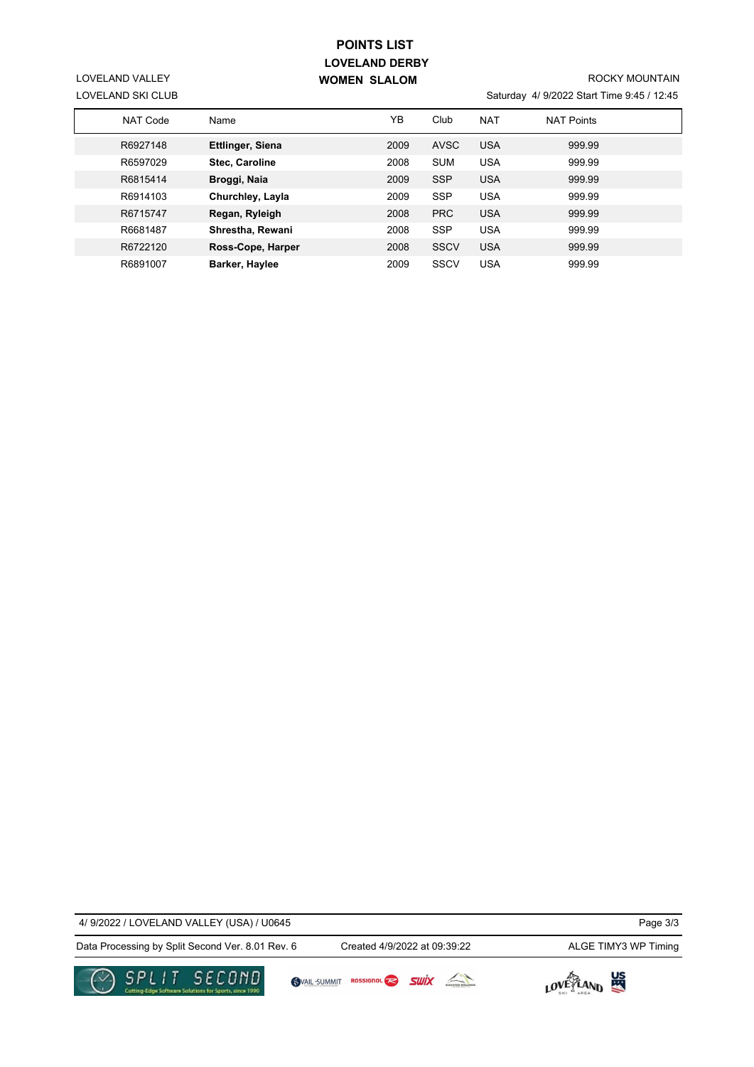# POINTS LIST

## LOVELAND DERBY

### WOMEN SLALOM

LOVELAND VALLEY
LOVELAND SKI CLUB

ROCKY MOUNTAIN
Saturday 4/ 9/2022 Start Time 9:45 / 12:45

| NAT Code | Name | YB | Club | NAT | NAT Points |
|---|---|---|---|---|---|
| R6927148 | **Ettlinger, Siena** | 2009 | AVSC | USA | 999.99 |
| R6597029 | **Stec, Caroline** | 2008 | SUM | USA | 999.99 |
| R6815414 | **Broggi, Naia** | 2009 | SSP | USA | 999.99 |
| R6914103 | **Churchley, Layla** | 2009 | SSP | USA | 999.99 |
| R6715747 | **Regan, Ryleigh** | 2008 | PRC | USA | 999.99 |
| R6681487 | **Shrestha, Rewani** | 2008 | SSP | USA | 999.99 |
| R6722120 | **Ross-Cope, Harper** | 2008 | SSCV | USA | 999.99 |
| R6891007 | **Barker, Haylee** | 2009 | SSCV | USA | 999.99 |

4/ 9/2022 / LOVELAND VALLEY (USA) / U0645

Data Processing by Split Second Ver. 8.01 Rev. 6 | Created 4/9/2022 at 09:39:22 | ALGE TIMY3 WP Timing